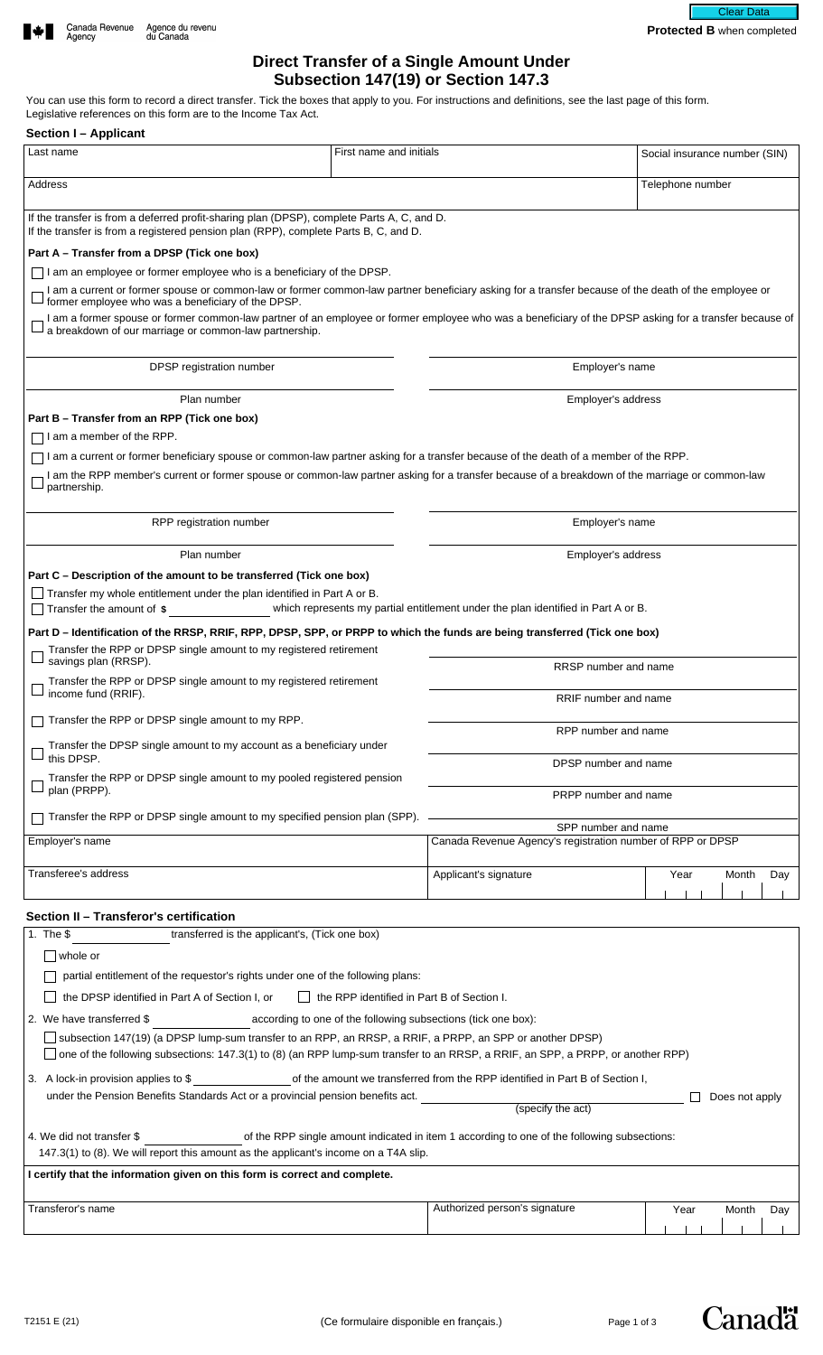Canada Revenue Agency / Agence du revenu du Canada

**Protected B** when completed

# Direct Transfer of a Single Amount Under Subsection 147(19) or Section 147.3

You can use this form to record a direct transfer. Tick the boxes that apply to you. For instructions and definitions, see the last page of this form. Legislative references on this form are to the Income Tax Act.

## Section I – Applicant

| Last name | First name and initials | Social insurance number (SIN) |
|---|---|---|
| Address | | Telephone number |

If the transfer is from a deferred profit-sharing plan (DPSP), complete Parts A, C, and D.
If the transfer is from a registered pension plan (RPP), complete Parts B, C, and D.

### Part A – Transfer from a DPSP (Tick one box)

- ☐ I am an employee or former employee who is a beneficiary of the DPSP.
- ☐ I am a current or former spouse or common-law or former common-law partner beneficiary asking for a transfer because of the death of the employee or former employee who was a beneficiary of the DPSP.
- ☐ I am a former spouse or former common-law partner of an employee or former employee who was a beneficiary of the DPSP asking for a transfer because of a breakdown of our marriage or common-law partnership.

DPSP registration number ____________ Employer's name ____________

Plan number ____________ Employer's address ____________

### Part B – Transfer from an RPP (Tick one box)

- ☐ I am a member of the RPP.
- ☐ I am a current or former beneficiary spouse or common-law partner asking for a transfer because of the death of a member of the RPP.
- ☐ I am the RPP member's current or former spouse or common-law partner asking for a transfer because of a breakdown of the marriage or common-law partnership.

RPP registration number ____________ Employer's name ____________

Plan number ____________ Employer's address ____________

### Part C – Description of the amount to be transferred (Tick one box)

- ☐ Transfer my whole entitlement under the plan identified in Part A or B.
- ☐ Transfer the amount of **$** ____________ which represents my partial entitlement under the plan identified in Part A or B.

### Part D – Identification of the RRSP, RRIF, RPP, DPSP, SPP, or PRPP to which the funds are being transferred (Tick one box)

- ☐ Transfer the RPP or DPSP single amount to my registered retirement savings plan (RRSP). — RRSP number and name ____________
- ☐ Transfer the RPP or DPSP single amount to my registered retirement income fund (RRIF). — RRIF number and name ____________
- ☐ Transfer the RPP or DPSP single amount to my RPP. — RPP number and name ____________
- ☐ Transfer the DPSP single amount to my account as a beneficiary under this DPSP. — DPSP number and name ____________
- ☐ Transfer the RPP or DPSP single amount to my pooled registered pension plan (PRPP). — PRPP number and name ____________
- ☐ Transfer the RPP or DPSP single amount to my specified pension plan (SPP). — SPP number and name ____________

| Employer's name | Canada Revenue Agency's registration number of RPP or DPSP | |
|---|---|---|
| Transferee's address | Applicant's signature | Year Month Day |

## Section II – Transferor's certification

1. The $ ____________ transferred is the applicant's, (Tick one box)
   - ☐ whole or
   - ☐ partial entitlement of the requestor's rights under one of the following plans:
   - ☐ the DPSP identified in Part A of Section I, or ☐ the RPP identified in Part B of Section I.
2. We have transferred $ ____________ according to one of the following subsections (tick one box):
   - ☐ subsection 147(19) (a DPSP lump-sum transfer to an RPP, an RRSP, a RRIF, a PRPP, an SPP or another DPSP)
   - ☐ one of the following subsections: 147.3(1) to (8) (an RPP lump-sum transfer to an RRSP, a RRIF, an SPP, a PRPP, or another RPP)
3. A lock-in provision applies to $ ____________ of the amount we transferred from the RPP identified in Part B of Section I, under the Pension Benefits Standards Act or a provincial pension benefits act. ____________ (specify the act) ☐ Does not apply
4. We did not transfer $ ____________ of the RPP single amount indicated in item 1 according to one of the following subsections: 147.3(1) to (8). We will report this amount as the applicant's income on a T4A slip.

**I certify that the information given on this form is correct and complete.**

| Transferor's name | Authorized person's signature | Year Month Day |
|---|---|---|
| | | |

T2151 E (21) (Ce formulaire disponible en français.)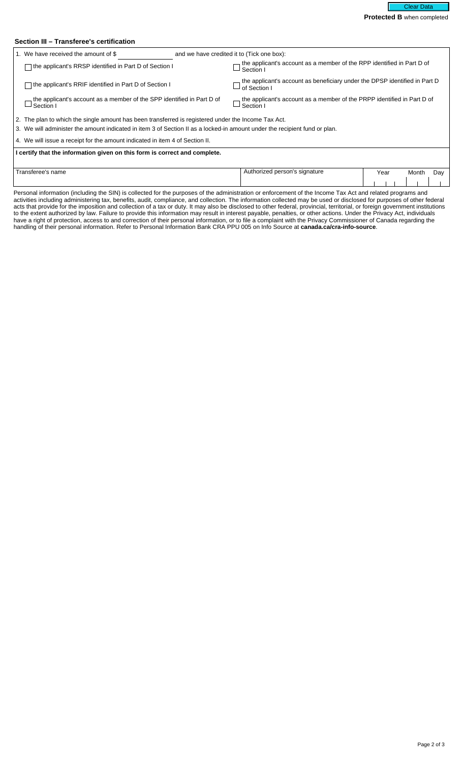Clear Data

**Protected B** when completed

### Section III – Transferee's certification

1. We have received the amount of $ \_\_\_\_\_\_\_\_\_\_ and we have credited it to (Tick one box):

   - ☐ the applicant's RRSP identified in Part D of Section I
   - ☐ the applicant's account as a member of the RPP identified in Part D of Section I
   - ☐ the applicant's RRIF identified in Part D of Section I
   - ☐ the applicant's account as beneficiary under the DPSP identified in Part D of Section I
   - ☐ the applicant's account as a member of the SPP identified in Part D of Section I
   - ☐ the applicant's account as a member of the PRPP identified in Part D of Section I

2. The plan to which the single amount has been transferred is registered under the Income Tax Act.
3. We will administer the amount indicated in item 3 of Section II as a locked-in amount under the recipient fund or plan.
4. We will issue a receipt for the amount indicated in item 4 of Section II.

**I certify that the information given on this form is correct and complete.**

| Transferee's name | Authorized person's signature | Year | Month | Day |
|---|---|---|---|---|
| | | | | |

Personal information (including the SIN) is collected for the purposes of the administration or enforcement of the Income Tax Act and related programs and activities including administering tax, benefits, audit, compliance, and collection. The information collected may be used or disclosed for purposes of other federal acts that provide for the imposition and collection of a tax or duty. It may also be disclosed to other federal, provincial, territorial, or foreign government institutions to the extent authorized by law. Failure to provide this information may result in interest payable, penalties, or other actions. Under the Privacy Act, individuals have a right of protection, access to and correction of their personal information, or to file a complaint with the Privacy Commissioner of Canada regarding the handling of their personal information. Refer to Personal Information Bank CRA PPU 005 on Info Source at **canada.ca/cra-info-source**.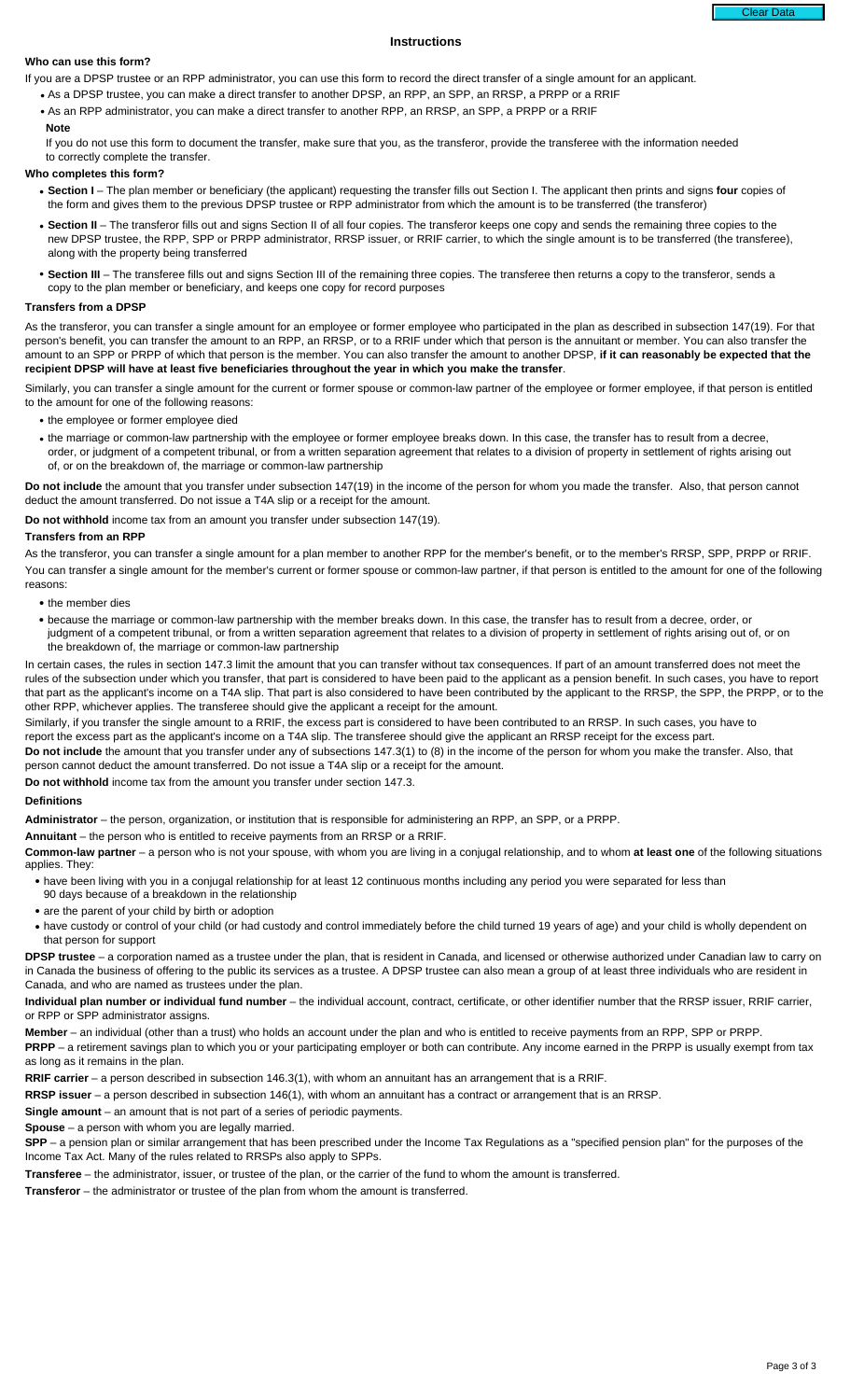# Instructions

### Who can use this form?

If you are a DPSP trustee or an RPP administrator, you can use this form to record the direct transfer of a single amount for an applicant.

- As a DPSP trustee, you can make a direct transfer to another DPSP, an RPP, an SPP, an RRSP, a PRPP or a RRIF
- As an RPP administrator, you can make a direct transfer to another RPP, an RRSP, an SPP, a PRPP or a RRIF

**Note**

If you do not use this form to document the transfer, make sure that you, as the transferor, provide the transferee with the information needed to correctly complete the transfer.

### Who completes this form?

- **Section I** – The plan member or beneficiary (the applicant) requesting the transfer fills out Section I. The applicant then prints and signs **four** copies of the form and gives them to the previous DPSP trustee or RPP administrator from which the amount is to be transferred (the transferor)
- **Section II** – The transferor fills out and signs Section II of all four copies. The transferor keeps one copy and sends the remaining three copies to the new DPSP trustee, the RPP, SPP or PRPP administrator, RRSP issuer, or RRIF carrier, to which the single amount is to be transferred (the transferee), along with the property being transferred
- **Section III** – The transferee fills out and signs Section III of the remaining three copies. The transferee then returns a copy to the transferor, sends a copy to the plan member or beneficiary, and keeps one copy for record purposes

### Transfers from a DPSP

As the transferor, you can transfer a single amount for an employee or former employee who participated in the plan as described in subsection 147(19). For that person's benefit, you can transfer the amount to an RPP, an RRSP, or to a RRIF under which that person is the annuitant or member. You can also transfer the amount to an SPP or PRPP of which that person is the member. You can also transfer the amount to another DPSP, **if it can reasonably be expected that the recipient DPSP will have at least five beneficiaries throughout the year in which you make the transfer**.

Similarly, you can transfer a single amount for the current or former spouse or common-law partner of the employee or former employee, if that person is entitled to the amount for one of the following reasons:

- the employee or former employee died
- the marriage or common-law partnership with the employee or former employee breaks down. In this case, the transfer has to result from a decree, order, or judgment of a competent tribunal, or from a written separation agreement that relates to a division of property in settlement of rights arising out of, or on the breakdown of, the marriage or common-law partnership

**Do not include** the amount that you transfer under subsection 147(19) in the income of the person for whom you made the transfer. Also, that person cannot deduct the amount transferred. Do not issue a T4A slip or a receipt for the amount.

**Do not withhold** income tax from an amount you transfer under subsection 147(19).

### Transfers from an RPP

As the transferor, you can transfer a single amount for a plan member to another RPP for the member's benefit, or to the member's RRSP, SPP, PRPP or RRIF.

You can transfer a single amount for the member's current or former spouse or common-law partner, if that person is entitled to the amount for one of the following reasons:

- the member dies
- because the marriage or common-law partnership with the member breaks down. In this case, the transfer has to result from a decree, order, or judgment of a competent tribunal, or from a written separation agreement that relates to a division of property in settlement of rights arising out of, or on the breakdown of, the marriage or common-law partnership

In certain cases, the rules in section 147.3 limit the amount that you can transfer without tax consequences. If part of an amount transferred does not meet the rules of the subsection under which you transfer, that part is considered to have been paid to the applicant as a pension benefit. In such cases, you have to report that part as the applicant's income on a T4A slip. That part is also considered to have been contributed by the applicant to the RRSP, the SPP, the PRPP, or to the other RPP, whichever applies. The transferee should give the applicant a receipt for the amount.

Similarly, if you transfer the single amount to a RRIF, the excess part is considered to have been contributed to an RRSP. In such cases, you have to report the excess part as the applicant's income on a T4A slip. The transferee should give the applicant an RRSP receipt for the excess part.

**Do not include** the amount that you transfer under any of subsections 147.3(1) to (8) in the income of the person for whom you make the transfer. Also, that person cannot deduct the amount transferred. Do not issue a T4A slip or a receipt for the amount.

**Do not withhold** income tax from the amount you transfer under section 147.3.

### Definitions

**Administrator** – the person, organization, or institution that is responsible for administering an RPP, an SPP, or a PRPP.

**Annuitant** – the person who is entitled to receive payments from an RRSP or a RRIF.

**Common-law partner** – a person who is not your spouse, with whom you are living in a conjugal relationship, and to whom **at least one** of the following situations applies. They:

- have been living with you in a conjugal relationship for at least 12 continuous months including any period you were separated for less than 90 days because of a breakdown in the relationship
- are the parent of your child by birth or adoption
- have custody or control of your child (or had custody and control immediately before the child turned 19 years of age) and your child is wholly dependent on that person for support

**DPSP trustee** – a corporation named as a trustee under the plan, that is resident in Canada, and licensed or otherwise authorized under Canadian law to carry on in Canada the business of offering to the public its services as a trustee. A DPSP trustee can also mean a group of at least three individuals who are resident in Canada, and who are named as trustees under the plan.

**Individual plan number or individual fund number** – the individual account, contract, certificate, or other identifier number that the RRSP issuer, RRIF carrier, or RPP or SPP administrator assigns.

**Member** – an individual (other than a trust) who holds an account under the plan and who is entitled to receive payments from an RPP, SPP or PRPP.

**PRPP** – a retirement savings plan to which you or your participating employer or both can contribute. Any income earned in the PRPP is usually exempt from tax as long as it remains in the plan.

**RRIF carrier** – a person described in subsection 146.3(1), with whom an annuitant has an arrangement that is a RRIF.

**RRSP issuer** – a person described in subsection 146(1), with whom an annuitant has a contract or arrangement that is an RRSP.

**Single amount** – an amount that is not part of a series of periodic payments.

**Spouse** – a person with whom you are legally married.

**SPP** – a pension plan or similar arrangement that has been prescribed under the Income Tax Regulations as a "specified pension plan" for the purposes of the Income Tax Act. Many of the rules related to RRSPs also apply to SPPs.

**Transferee** – the administrator, issuer, or trustee of the plan, or the carrier of the fund to whom the amount is transferred.

**Transferor** – the administrator or trustee of the plan from whom the amount is transferred.